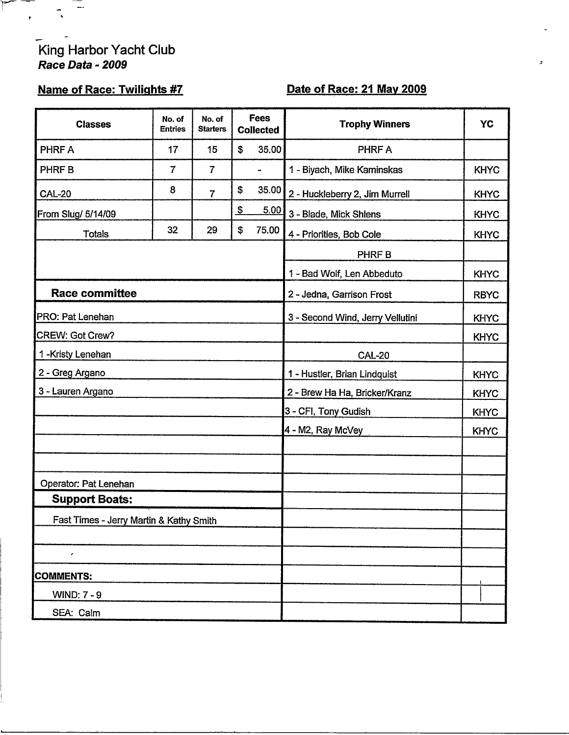King Harbor Yacht Club
***Race Data - 2009***

**Name of Race: Twilights #7**

**Date of Race: 21 May 2009**

| Classes | No. of Entries | No. of Starters | Fees Collected |
|---|---|---|---|
| PHRF A | 17 | 15 | $ 35.00 |
| PHRF B | 7 | 7 | - |
| CAL-20 | 8 | 7 | $ 35.00 |
| From Slug/ 5/14/09 | | | $ 5.00 |
| Totals | 32 | 29 | $ 75.00 |

**Race committee**

PRO: Pat Lenehan

CREW: Got Crew?

1 -Kristy Lenehan

2 - Greg Argano

3 - Lauren Argano

Operator: Pat Lenehan

**Support Boats:**

Fast Times - Jerry Martin & Kathy Smith

**COMMENTS:**

WIND: 7 - 9

SEA: Calm

| Trophy Winners | YC |
|---|---|
| PHRF A | |
| 1 - Biyach, Mike Kaminskas | KHYC |
| 2 - Huckleberry 2, Jim Murrell | KHYC |
| 3 - Blade, Mick Shlens | KHYC |
| 4 - Priorities, Bob Cole | KHYC |
| PHRF B | |
| 1 - Bad Wolf, Len Abbeduto | KHYC |
| 2 - Jedna, Garrison Frost | RBYC |
| 3 - Second Wind, Jerry Vellutini | KHYC |
| | KHYC |
| CAL-20 | |
| 1 - Hustler, Brian Lindquist | KHYC |
| 2 - Brew Ha Ha, Bricker/Kranz | KHYC |
| 3 - CFI, Tony Gudish | KHYC |
| 4 - M2, Ray McVey | KHYC |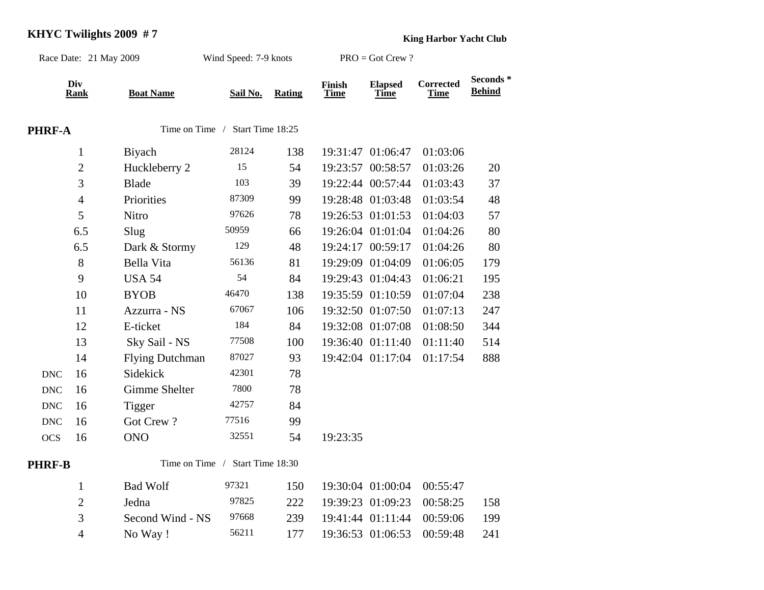# KHYC Twilights 2009 # 7

**King Harbor Yacht Club**

Race Date: 21 May 2009 | Wind Speed: 7-9 knots | PRO = Got Crew ?

| | Div Rank | Boat Name | Sail No. | Rating | Finish Time | Elapsed Time | Corrected Time | Seconds * Behind |
|---|---|---|---|---|---|---|---|---|
| **PHRF-A** | | Time on Time / Start Time 18:25 | | | | | | |
| | 1 | Biyach | 28124 | 138 | 19:31:47 | 01:06:47 | 01:03:06 | |
| | 2 | Huckleberry 2 | 15 | 54 | 19:23:57 | 00:58:57 | 01:03:26 | 20 |
| | 3 | Blade | 103 | 39 | 19:22:44 | 00:57:44 | 01:03:43 | 37 |
| | 4 | Priorities | 87309 | 99 | 19:28:48 | 01:03:48 | 01:03:54 | 48 |
| | 5 | Nitro | 97626 | 78 | 19:26:53 | 01:01:53 | 01:04:03 | 57 |
| | 6.5 | Slug | 50959 | 66 | 19:26:04 | 01:01:04 | 01:04:26 | 80 |
| | 6.5 | Dark & Stormy | 129 | 48 | 19:24:17 | 00:59:17 | 01:04:26 | 80 |
| | 8 | Bella Vita | 56136 | 81 | 19:29:09 | 01:04:09 | 01:06:05 | 179 |
| | 9 | USA 54 | 54 | 84 | 19:29:43 | 01:04:43 | 01:06:21 | 195 |
| | 10 | BYOB | 46470 | 138 | 19:35:59 | 01:10:59 | 01:07:04 | 238 |
| | 11 | Azzurra - NS | 67067 | 106 | 19:32:50 | 01:07:50 | 01:07:13 | 247 |
| | 12 | E-ticket | 184 | 84 | 19:32:08 | 01:07:08 | 01:08:50 | 344 |
| | 13 | Sky Sail - NS | 77508 | 100 | 19:36:40 | 01:11:40 | 01:11:40 | 514 |
| | 14 | Flying Dutchman | 87027 | 93 | 19:42:04 | 01:17:04 | 01:17:54 | 888 |
| DNC | 16 | Sidekick | 42301 | 78 | | | | |
| DNC | 16 | Gimme Shelter | 7800 | 78 | | | | |
| DNC | 16 | Tigger | 42757 | 84 | | | | |
| DNC | 16 | Got Crew ? | 77516 | 99 | | | | |
| OCS | 16 | ONO | 32551 | 54 | 19:23:35 | | | |
| **PHRF-B** | | Time on Time / Start Time 18:30 | | | | | | |
| | 1 | Bad Wolf | 97321 | 150 | 19:30:04 | 01:00:04 | 00:55:47 | |
| | 2 | Jedna | 97825 | 222 | 19:39:23 | 01:09:23 | 00:58:25 | 158 |
| | 3 | Second Wind - NS | 97668 | 239 | 19:41:44 | 01:11:44 | 00:59:06 | 199 |
| | 4 | No Way ! | 56211 | 177 | 19:36:53 | 01:06:53 | 00:59:48 | 241 |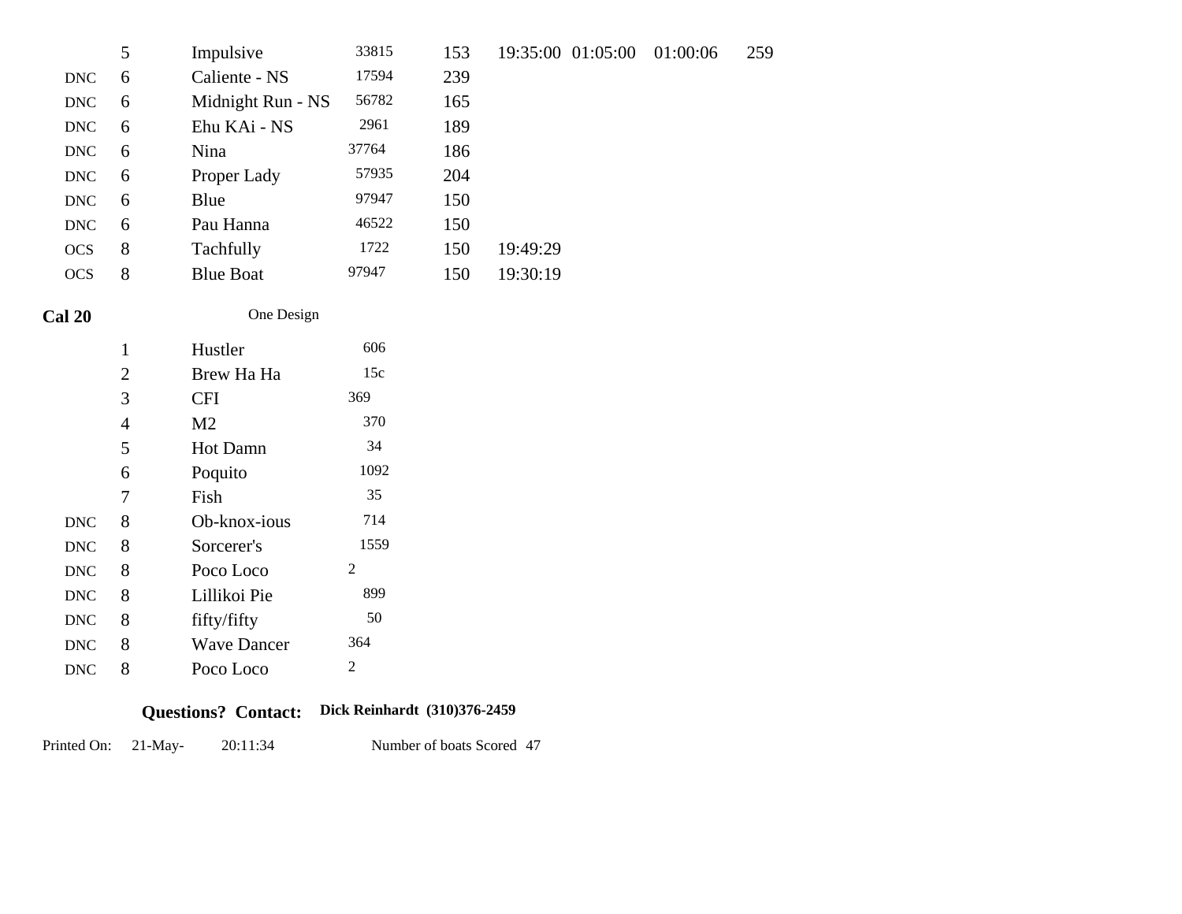| | | | | | | | | |
|---|---|---|---|---|---|---|---|---|
| | 5 | Impulsive | 33815 | 153 | 19:35:00 | 01:05:00 | 01:00:06 | 259 |
| DNC | 6 | Caliente - NS | 17594 | 239 | | | | |
| DNC | 6 | Midnight Run - NS | 56782 | 165 | | | | |
| DNC | 6 | Ehu KAi - NS | 2961 | 189 | | | | |
| DNC | 6 | Nina | 37764 | 186 | | | | |
| DNC | 6 | Proper Lady | 57935 | 204 | | | | |
| DNC | 6 | Blue | 97947 | 150 | | | | |
| DNC | 6 | Pau Hanna | 46522 | 150 | | | | |
| OCS | 8 | Tachfully | 1722 | 150 | 19:49:29 | | | |
| OCS | 8 | Blue Boat | 97947 | 150 | 19:30:19 | | | |

**Cal 20** One Design

| | | | |
|---|---|---|---|
| | 1 | Hustler | 606 |
| | 2 | Brew Ha Ha | 15c |
| | 3 | CFI | 369 |
| | 4 | M2 | 370 |
| | 5 | Hot Damn | 34 |
| | 6 | Poquito | 1092 |
| | 7 | Fish | 35 |
| DNC | 8 | Ob-knox-ious | 714 |
| DNC | 8 | Sorcerer's | 1559 |
| DNC | 8 | Poco Loco | 2 |
| DNC | 8 | Lillikoi Pie | 899 |
| DNC | 8 | fifty/fifty | 50 |
| DNC | 8 | Wave Dancer | 364 |
| DNC | 8 | Poco Loco | 2 |

**Questions? Contact:** **Dick Reinhardt (310)376-2459**

Printed On: 21-May- 20:11:34 Number of boats Scored 47